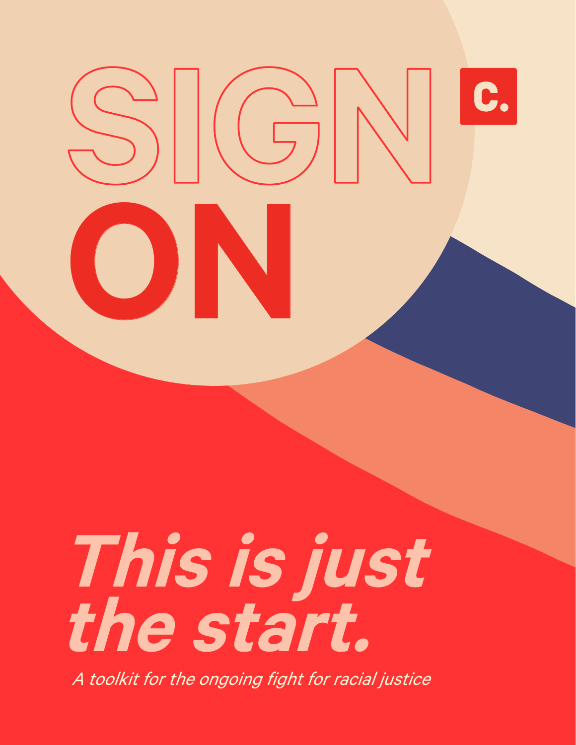# SIGN ON

c.

## *This is just the start.*

*A toolkit for the ongoing fight for racial justice*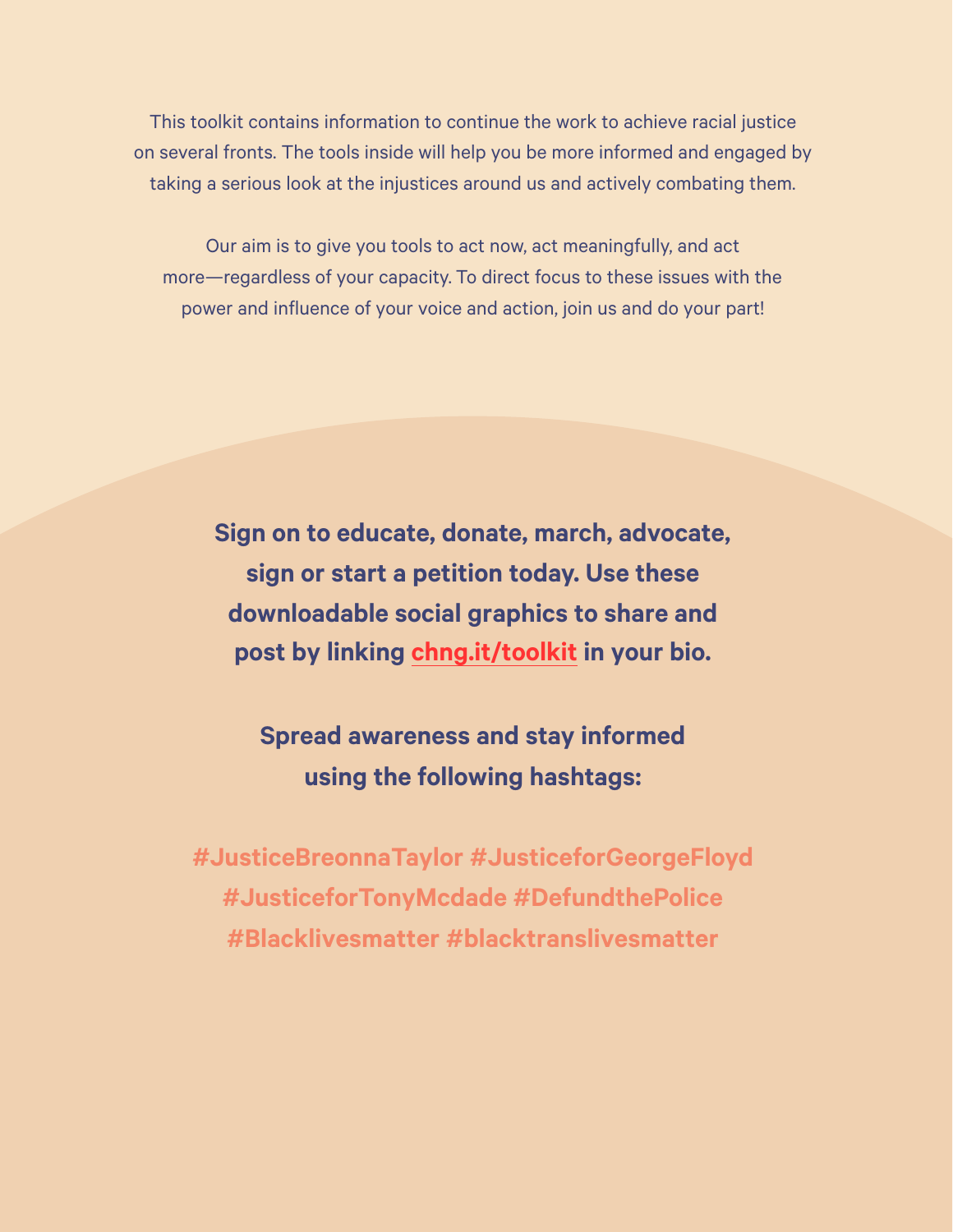This toolkit contains information to continue the work to achieve racial justice on several fronts. The tools inside will help you be more informed and engaged by taking a serious look at the injustices around us and actively combating them.

Our aim is to give you tools to act now, act meaningfully, and act more—regardless of your capacity. To direct focus to these issues with the power and influence of your voice and action, join us and do your part!

**Sign on to educate, donate, march, advocate, sign or start a petition today. Use these downloadable social graphics to share and post by linking chng.it/toolkit in your bio.**

**Spread awareness and stay informed using the following hashtags:**

**#JusticeBreonnaTaylor #JusticeforGeorgeFloyd #JusticeforTonyMcdade #DefundthePolice #Blacklivesmatter #blacktranslivesmatter**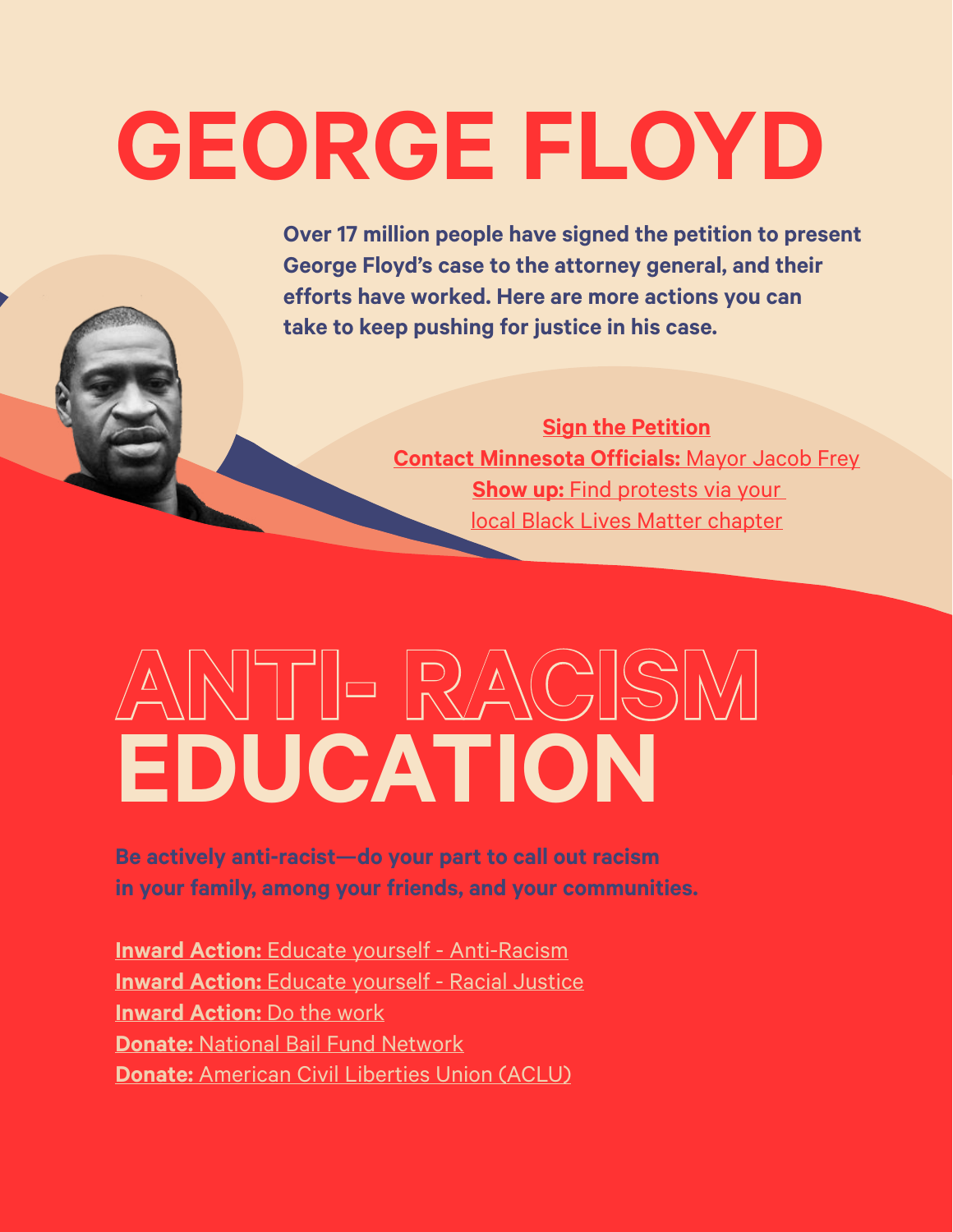# GEORGE FLOYD

**Over 17 million people have signed the petition to present George Floyd's case to the attorney general, and their efforts have worked. Here are more actions you can take to keep pushing for justice in his case.**

**Sign the Petition**
**Contact Minnesota Officials:** Mayor Jacob Frey
**Show up:** Find protests via your local Black Lives Matter chapter

# ANTI- RACISM EDUCATION

**Be actively anti-racist—do your part to call out racism in your family, among your friends, and your communities.**

**Inward Action:** Educate yourself - Anti-Racism
**Inward Action:** Educate yourself - Racial Justice
**Inward Action:** Do the work
**Donate:** National Bail Fund Network
**Donate:** American Civil Liberties Union (ACLU)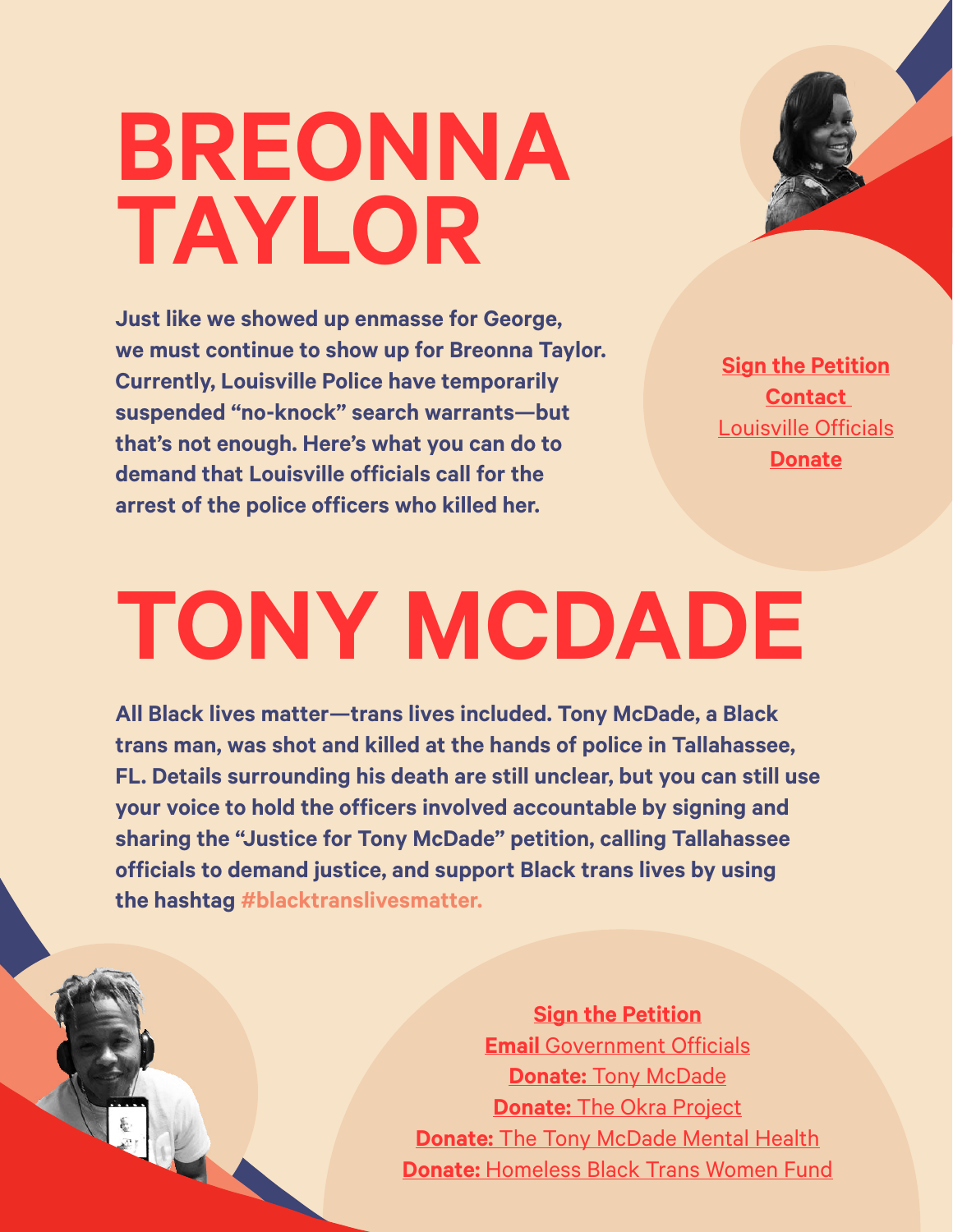# BREONNA TAYLOR

**Just like we showed up enmasse for George, we must continue to show up for Breonna Taylor. Currently, Louisville Police have temporarily suspended "no-knock" search warrants—but that's not enough. Here's what you can do to demand that Louisville officials call for the arrest of the police officers who killed her.**

**Sign the Petition**
**Contact** Louisville Officials
**Donate**

# TONY MCDADE

**All Black lives matter—trans lives included. Tony McDade, a Black trans man, was shot and killed at the hands of police in Tallahassee, FL. Details surrounding his death are still unclear, but you can still use your voice to hold the officers involved accountable by signing and sharing the "Justice for Tony McDade" petition, calling Tallahassee officials to demand justice, and support Black trans lives by using the hashtag #blacktranslivesmatter.**

**Sign the Petition**
**Email** Government Officials
**Donate:** Tony McDade
**Donate:** The Okra Project
**Donate:** The Tony McDade Mental Health
**Donate:** Homeless Black Trans Women Fund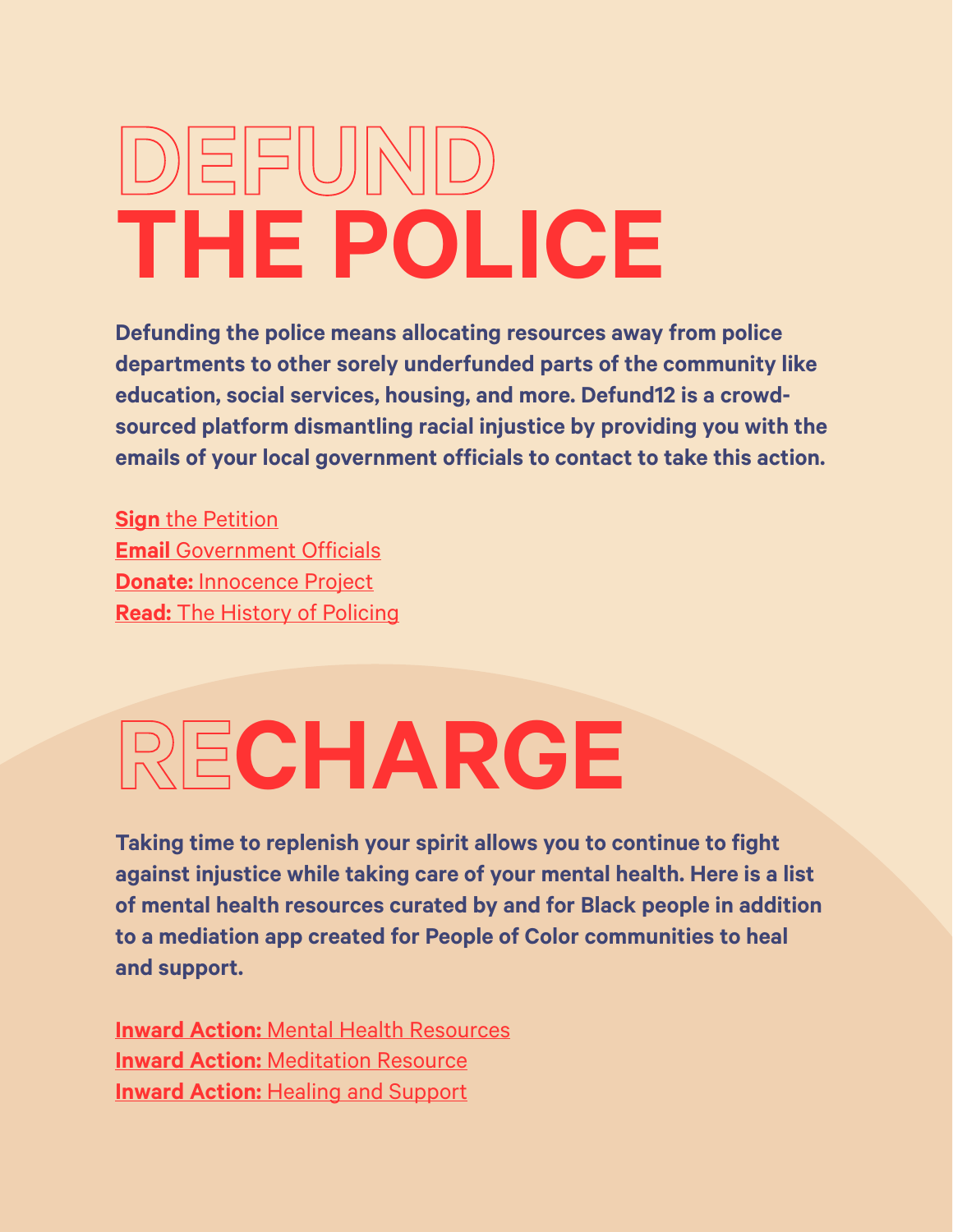# DEFUND THE POLICE

**Defunding the police means allocating resources away from police departments to other sorely underfunded parts of the community like education, social services, housing, and more. Defund12 is a crowd-sourced platform dismantling racial injustice by providing you with the emails of your local government officials to contact to take this action.**

**Sign** the Petition
**Email** Government Officials
**Donate:** Innocence Project
**Read:** The History of Policing

# RECHARGE

**Taking time to replenish your spirit allows you to continue to fight against injustice while taking care of your mental health. Here is a list of mental health resources curated by and for Black people in addition to a mediation app created for People of Color communities to heal and support.**

**Inward Action:** Mental Health Resources
**Inward Action:** Meditation Resource
**Inward Action:** Healing and Support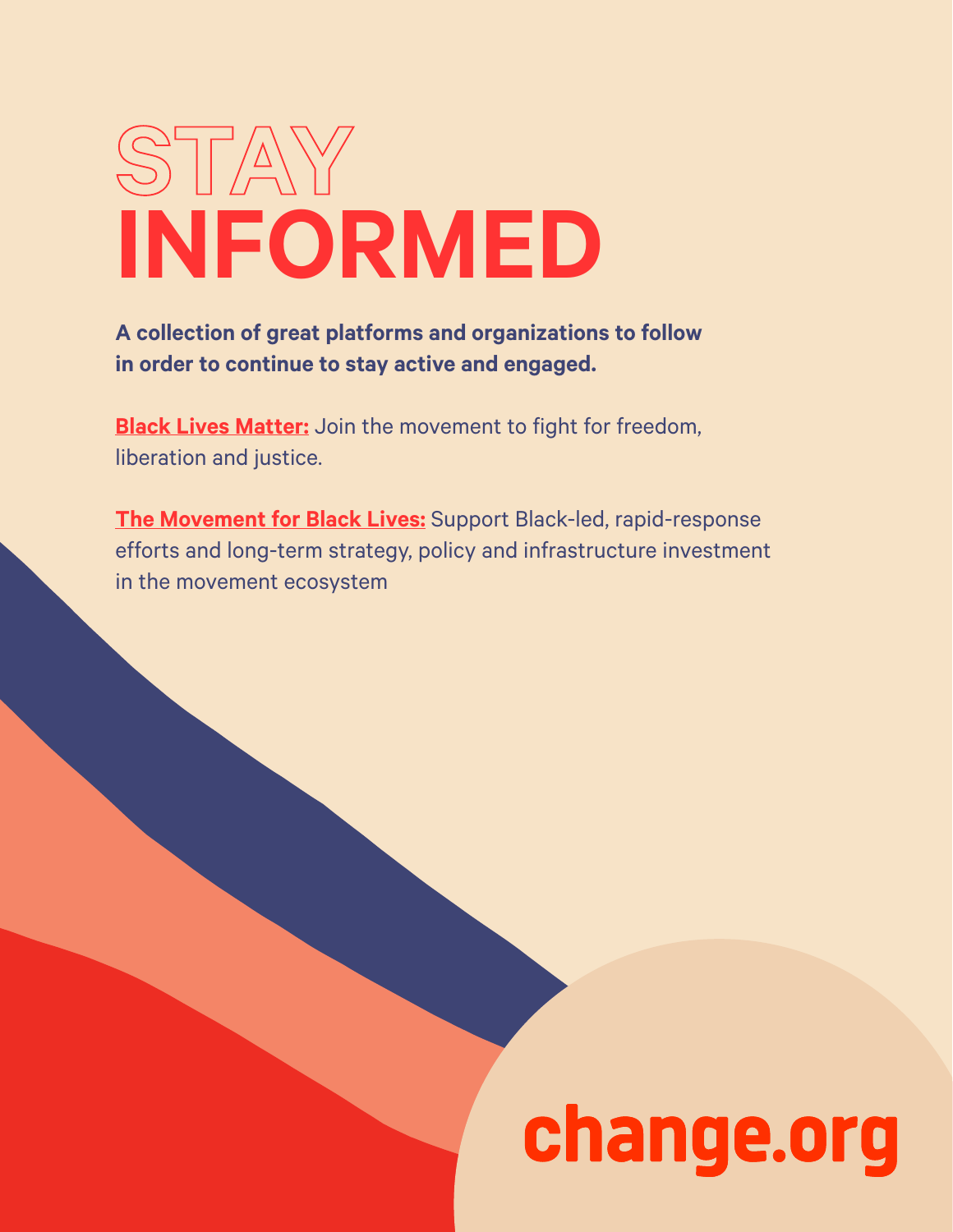# STAY INFORMED

**A collection of great platforms and organizations to follow in order to continue to stay active and engaged.**

**Black Lives Matter:** Join the movement to fight for freedom, liberation and justice.

**The Movement for Black Lives:** Support Black-led, rapid-response efforts and long-term strategy, policy and infrastructure investment in the movement ecosystem

change.org